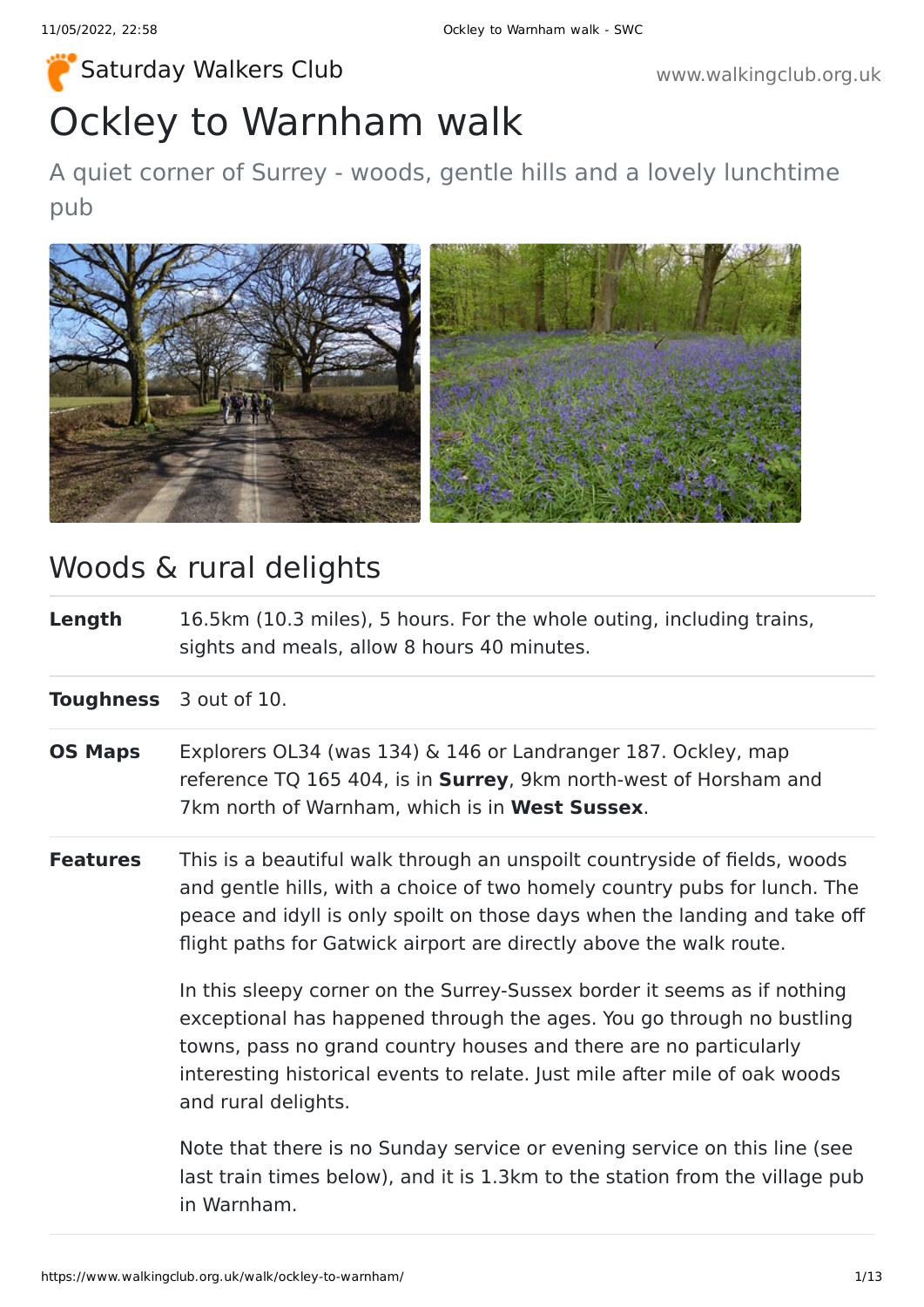Saturday Walkers Club

# Ockley to Warnham walk

A quiet corner of Surrey - woods, gentle hills and a lovely lunchtime pub

## Woods & rural delights

| | |
|---|---|
| **Length** | 16.5km (10.3 miles), 5 hours. For the whole outing, including trains, sights and meals, allow 8 hours 40 minutes. |
| **Toughness** | 3 out of 10. |
| **OS Maps** | Explorers OL34 (was 134) & 146 or Landranger 187. Ockley, map reference TQ 165 404, is in **Surrey**, 9km north-west of Horsham and 7km north of Warnham, which is in **West Sussex**. |
| **Features** | This is a beautiful walk through an unspoilt countryside of fields, woods and gentle hills, with a choice of two homely country pubs for lunch. The peace and idyll is only spoilt on those days when the landing and take off flight paths for Gatwick airport are directly above the walk route.<br><br>In this sleepy corner on the Surrey-Sussex border it seems as if nothing exceptional has happened through the ages. You go through no bustling towns, pass no grand country houses and there are no particularly interesting historical events to relate. Just mile after mile of oak woods and rural delights.<br><br>Note that there is no Sunday service or evening service on this line (see last train times below), and it is 1.3km to the station from the village pub in Warnham. |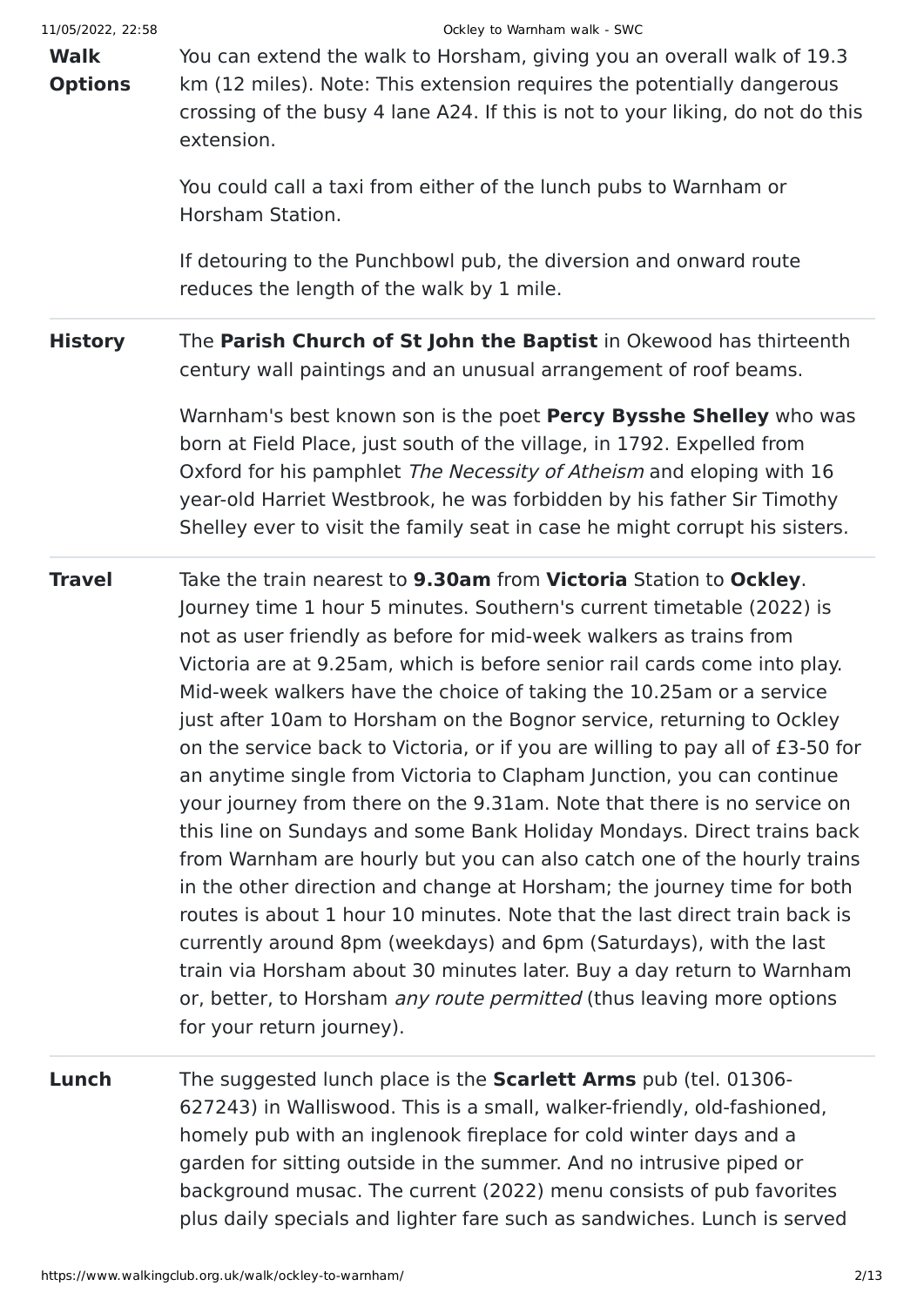**Walk Options**

You can extend the walk to Horsham, giving you an overall walk of 19.3 km (12 miles). Note: This extension requires the potentially dangerous crossing of the busy 4 lane A24. If this is not to your liking, do not do this extension.

You could call a taxi from either of the lunch pubs to Warnham or Horsham Station.

If detouring to the Punchbowl pub, the diversion and onward route reduces the length of the walk by 1 mile.

---

**History**

The **Parish Church of St John the Baptist** in Okewood has thirteenth century wall paintings and an unusual arrangement of roof beams.

Warnham's best known son is the poet **Percy Bysshe Shelley** who was born at Field Place, just south of the village, in 1792. Expelled from Oxford for his pamphlet *The Necessity of Atheism* and eloping with 16 year-old Harriet Westbrook, he was forbidden by his father Sir Timothy Shelley ever to visit the family seat in case he might corrupt his sisters.

---

**Travel**

Take the train nearest to **9.30am** from **Victoria** Station to **Ockley**. Journey time 1 hour 5 minutes. Southern's current timetable (2022) is not as user friendly as before for mid-week walkers as trains from Victoria are at 9.25am, which is before senior rail cards come into play. Mid-week walkers have the choice of taking the 10.25am or a service just after 10am to Horsham on the Bognor service, returning to Ockley on the service back to Victoria, or if you are willing to pay all of £3-50 for an anytime single from Victoria to Clapham Junction, you can continue your journey from there on the 9.31am. Note that there is no service on this line on Sundays and some Bank Holiday Mondays. Direct trains back from Warnham are hourly but you can also catch one of the hourly trains in the other direction and change at Horsham; the journey time for both routes is about 1 hour 10 minutes. Note that the last direct train back is currently around 8pm (weekdays) and 6pm (Saturdays), with the last train via Horsham about 30 minutes later. Buy a day return to Warnham or, better, to Horsham *any route permitted* (thus leaving more options for your return journey).

---

**Lunch**

The suggested lunch place is the **Scarlett Arms** pub (tel. 01306-627243) in Walliswood. This is a small, walker-friendly, old-fashioned, homely pub with an inglenook fireplace for cold winter days and a garden for sitting outside in the summer. And no intrusive piped or background musac. The current (2022) menu consists of pub favorites plus daily specials and lighter fare such as sandwiches. Lunch is served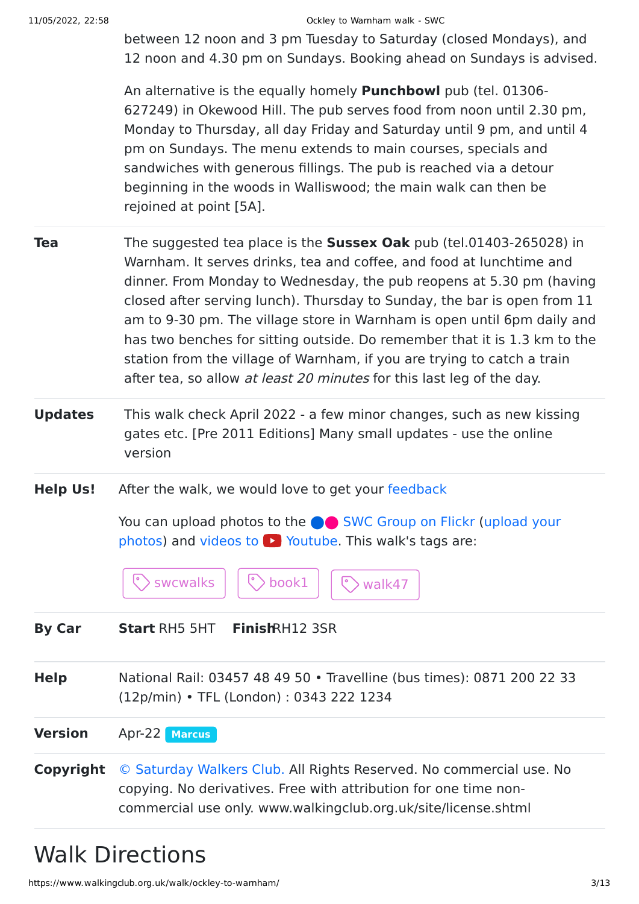between 12 noon and 3 pm Tuesday to Saturday (closed Mondays), and 12 noon and 4.30 pm on Sundays. Booking ahead on Sundays is advised.

An alternative is the equally homely **Punchbowl** pub (tel. 01306-627249) in Okewood Hill. The pub serves food from noon until 2.30 pm, Monday to Thursday, all day Friday and Saturday until 9 pm, and until 4 pm on Sundays. The menu extends to main courses, specials and sandwiches with generous fillings. The pub is reached via a detour beginning in the woods in Walliswood; the main walk can then be rejoined at point [5A].

**Tea**

The suggested tea place is the **Sussex Oak** pub (tel.01403-265028) in Warnham. It serves drinks, tea and coffee, and food at lunchtime and dinner. From Monday to Wednesday, the pub reopens at 5.30 pm (having closed after serving lunch). Thursday to Sunday, the bar is open from 11 am to 9-30 pm. The village store in Warnham is open until 6pm daily and has two benches for sitting outside. Do remember that it is 1.3 km to the station from the village of Warnham, if you are trying to catch a train after tea, so allow *at least 20 minutes* for this last leg of the day.

**Updates**

This walk check April 2022 - a few minor changes, such as new kissing gates etc. [Pre 2011 Editions] Many small updates - use the online version

**Help Us!**

After the walk, we would love to get your feedback

You can upload photos to the SWC Group on Flickr (upload your photos) and videos to Youtube. This walk's tags are:

swcwalks book1 walk47

**By Car**

**Start** RH5 5HT **Finish** RH12 3SR

**Help**

National Rail: 03457 48 49 50 • Travelline (bus times): 0871 200 22 33 (12p/min) • TFL (London) : 0343 222 1234

**Version**

Apr-22 Marcus

**Copyright**

© Saturday Walkers Club. All Rights Reserved. No commercial use. No copying. No derivatives. Free with attribution for one time non-commercial use only. www.walkingclub.org.uk/site/license.shtml

# Walk Directions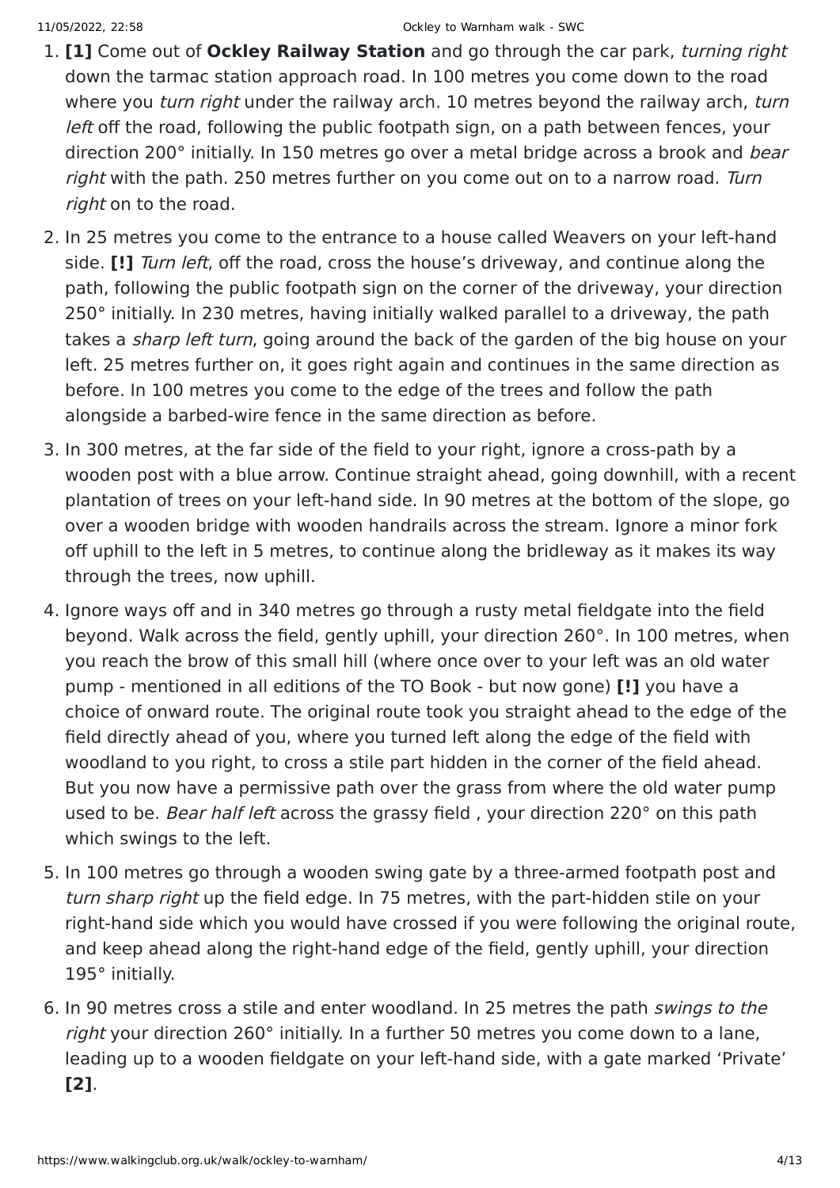1. **[1]** Come out of **Ockley Railway Station** and go through the car park, *turning right* down the tarmac station approach road. In 100 metres you come down to the road where you *turn right* under the railway arch. 10 metres beyond the railway arch, *turn left* off the road, following the public footpath sign, on a path between fences, your direction 200° initially. In 150 metres go over a metal bridge across a brook and *bear right* with the path. 250 metres further on you come out on to a narrow road. *Turn right* on to the road.
2. In 25 metres you come to the entrance to a house called Weavers on your left-hand side. **[!]** *Turn left*, off the road, cross the house's driveway, and continue along the path, following the public footpath sign on the corner of the driveway, your direction 250° initially. In 230 metres, having initially walked parallel to a driveway, the path takes a *sharp left turn*, going around the back of the garden of the big house on your left. 25 metres further on, it goes right again and continues in the same direction as before. In 100 metres you come to the edge of the trees and follow the path alongside a barbed-wire fence in the same direction as before.
3. In 300 metres, at the far side of the field to your right, ignore a cross-path by a wooden post with a blue arrow. Continue straight ahead, going downhill, with a recent plantation of trees on your left-hand side. In 90 metres at the bottom of the slope, go over a wooden bridge with wooden handrails across the stream. Ignore a minor fork off uphill to the left in 5 metres, to continue along the bridleway as it makes its way through the trees, now uphill.
4. Ignore ways off and in 340 metres go through a rusty metal fieldgate into the field beyond. Walk across the field, gently uphill, your direction 260°. In 100 metres, when you reach the brow of this small hill (where once over to your left was an old water pump - mentioned in all editions of the TO Book - but now gone) **[!]** you have a choice of onward route. The original route took you straight ahead to the edge of the field directly ahead of you, where you turned left along the edge of the field with woodland to you right, to cross a stile part hidden in the corner of the field ahead. But you now have a permissive path over the grass from where the old water pump used to be. *Bear half left* across the grassy field , your direction 220° on this path which swings to the left.
5. In 100 metres go through a wooden swing gate by a three-armed footpath post and *turn sharp right* up the field edge. In 75 metres, with the part-hidden stile on your right-hand side which you would have crossed if you were following the original route, and keep ahead along the right-hand edge of the field, gently uphill, your direction 195° initially.
6. In 90 metres cross a stile and enter woodland. In 25 metres the path *swings to the right* your direction 260° initially. In a further 50 metres you come down to a lane, leading up to a wooden fieldgate on your left-hand side, with a gate marked 'Private' **[2]**.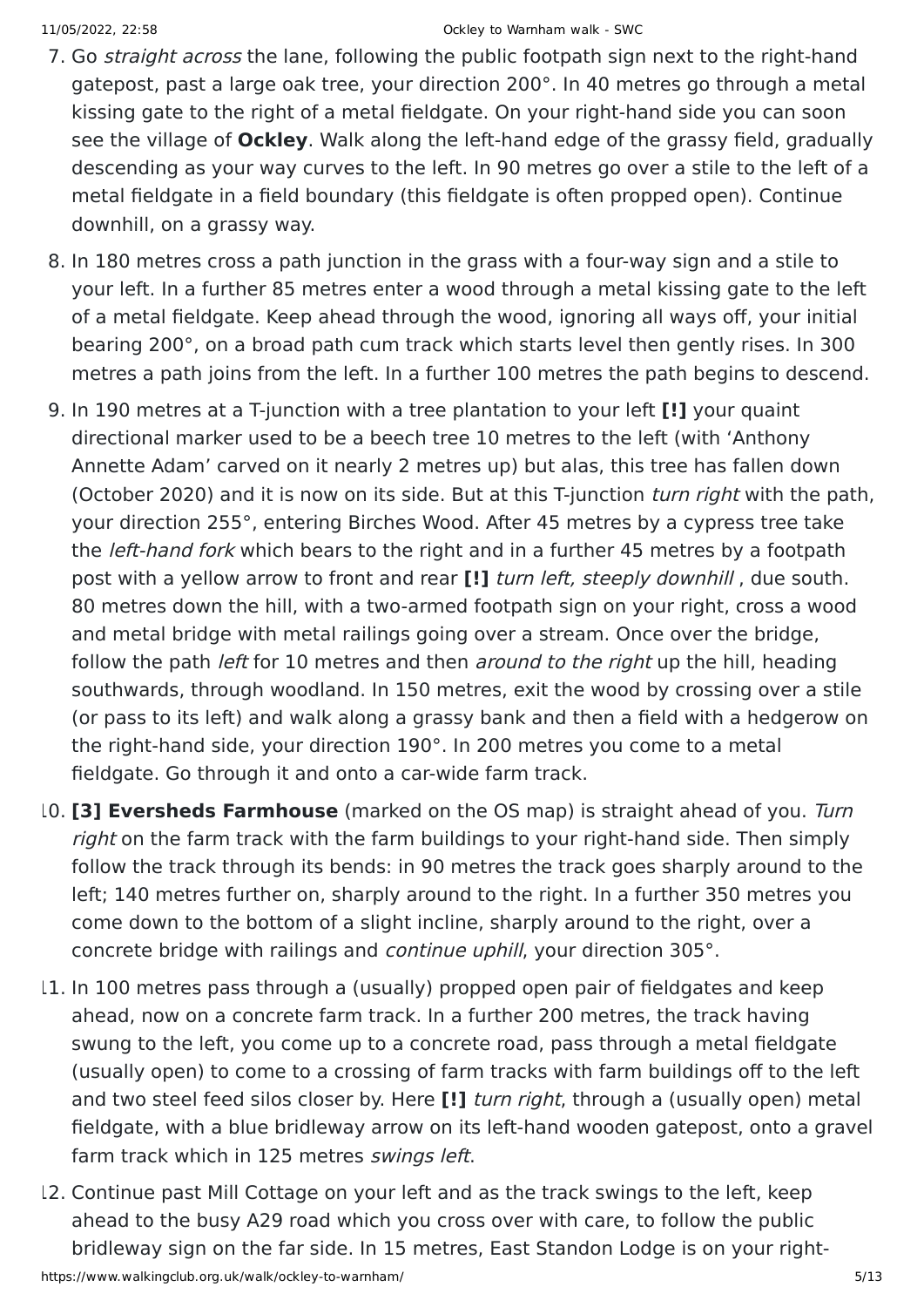7. Go *straight across* the lane, following the public footpath sign next to the right-hand gatepost, past a large oak tree, your direction 200°. In 40 metres go through a metal kissing gate to the right of a metal fieldgate. On your right-hand side you can soon see the village of **Ockley**. Walk along the left-hand edge of the grassy field, gradually descending as your way curves to the left. In 90 metres go over a stile to the left of a metal fieldgate in a field boundary (this fieldgate is often propped open). Continue downhill, on a grassy way.
8. In 180 metres cross a path junction in the grass with a four-way sign and a stile to your left. In a further 85 metres enter a wood through a metal kissing gate to the left of a metal fieldgate. Keep ahead through the wood, ignoring all ways off, your initial bearing 200°, on a broad path cum track which starts level then gently rises. In 300 metres a path joins from the left. In a further 100 metres the path begins to descend.
9. In 190 metres at a T-junction with a tree plantation to your left **[!]** your quaint directional marker used to be a beech tree 10 metres to the left (with 'Anthony Annette Adam' carved on it nearly 2 metres up) but alas, this tree has fallen down (October 2020) and it is now on its side. But at this T-junction *turn right* with the path, your direction 255°, entering Birches Wood. After 45 metres by a cypress tree take the *left-hand fork* which bears to the right and in a further 45 metres by a footpath post with a yellow arrow to front and rear **[!]** *turn left, steeply downhill* , due south. 80 metres down the hill, with a two-armed footpath sign on your right, cross a wood and metal bridge with metal railings going over a stream. Once over the bridge, follow the path *left* for 10 metres and then *around to the right* up the hill, heading southwards, through woodland. In 150 metres, exit the wood by crossing over a stile (or pass to its left) and walk along a grassy bank and then a field with a hedgerow on the right-hand side, your direction 190°. In 200 metres you come to a metal fieldgate. Go through it and onto a car-wide farm track.
10. **[3] Eversheds Farmhouse** (marked on the OS map) is straight ahead of you. *Turn right* on the farm track with the farm buildings to your right-hand side. Then simply follow the track through its bends: in 90 metres the track goes sharply around to the left; 140 metres further on, sharply around to the right. In a further 350 metres you come down to the bottom of a slight incline, sharply around to the right, over a concrete bridge with railings and *continue uphill*, your direction 305°.
11. In 100 metres pass through a (usually) propped open pair of fieldgates and keep ahead, now on a concrete farm track. In a further 200 metres, the track having swung to the left, you come up to a concrete road, pass through a metal fieldgate (usually open) to come to a crossing of farm tracks with farm buildings off to the left and two steel feed silos closer by. Here **[!]** *turn right*, through a (usually open) metal fieldgate, with a blue bridleway arrow on its left-hand wooden gatepost, onto a gravel farm track which in 125 metres *swings left*.
12. Continue past Mill Cottage on your left and as the track swings to the left, keep ahead to the busy A29 road which you cross over with care, to follow the public bridleway sign on the far side. In 15 metres, East Standon Lodge is on your right-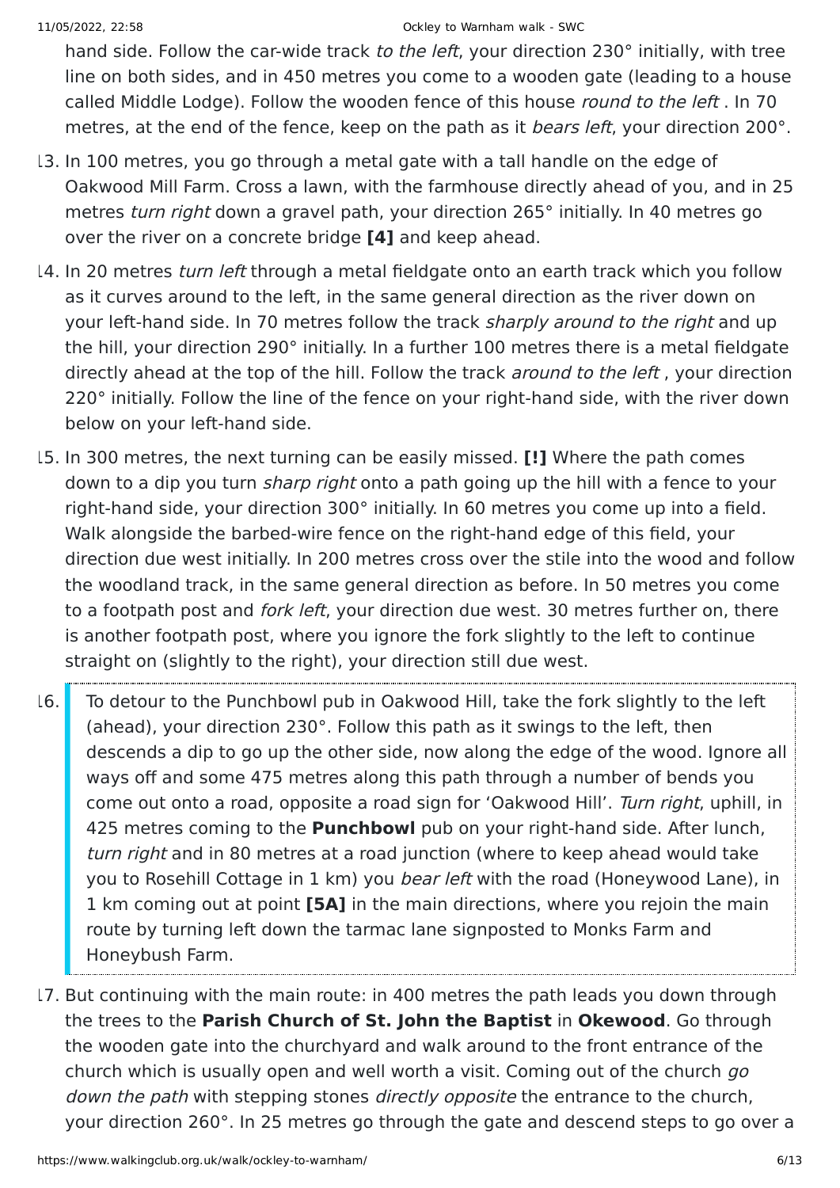hand side. Follow the car-wide track *to the left*, your direction 230° initially, with tree line on both sides, and in 450 metres you come to a wooden gate (leading to a house called Middle Lodge). Follow the wooden fence of this house *round to the left* . In 70 metres, at the end of the fence, keep on the path as it *bears left*, your direction 200°.

13. In 100 metres, you go through a metal gate with a tall handle on the edge of Oakwood Mill Farm. Cross a lawn, with the farmhouse directly ahead of you, and in 25 metres *turn right* down a gravel path, your direction 265° initially. In 40 metres go over the river on a concrete bridge **[4]** and keep ahead.
14. In 20 metres *turn left* through a metal fieldgate onto an earth track which you follow as it curves around to the left, in the same general direction as the river down on your left-hand side. In 70 metres follow the track *sharply around to the right* and up the hill, your direction 290° initially. In a further 100 metres there is a metal fieldgate directly ahead at the top of the hill. Follow the track *around to the left* , your direction 220° initially. Follow the line of the fence on your right-hand side, with the river down below on your left-hand side.
15. In 300 metres, the next turning can be easily missed. **[!]** Where the path comes down to a dip you turn *sharp right* onto a path going up the hill with a fence to your right-hand side, your direction 300° initially. In 60 metres you come up into a field. Walk alongside the barbed-wire fence on the right-hand edge of this field, your direction due west initially. In 200 metres cross over the stile into the wood and follow the woodland track, in the same general direction as before. In 50 metres you come to a footpath post and *fork left*, your direction due west. 30 metres further on, there is another footpath post, where you ignore the fork slightly to the left to continue straight on (slightly to the right), your direction still due west.
16. To detour to the Punchbowl pub in Oakwood Hill, take the fork slightly to the left (ahead), your direction 230°. Follow this path as it swings to the left, then descends a dip to go up the other side, now along the edge of the wood. Ignore all ways off and some 475 metres along this path through a number of bends you come out onto a road, opposite a road sign for 'Oakwood Hill'. *Turn right*, uphill, in 425 metres coming to the **Punchbowl** pub on your right-hand side. After lunch, *turn right* and in 80 metres at a road junction (where to keep ahead would take you to Rosehill Cottage in 1 km) you *bear left* with the road (Honeywood Lane), in 1 km coming out at point **[5A]** in the main directions, where you rejoin the main route by turning left down the tarmac lane signposted to Monks Farm and Honeybush Farm.
17. But continuing with the main route: in 400 metres the path leads you down through the trees to the **Parish Church of St. John the Baptist** in **Okewood**. Go through the wooden gate into the churchyard and walk around to the front entrance of the church which is usually open and well worth a visit. Coming out of the church *go down the path* with stepping stones *directly opposite* the entrance to the church, your direction 260°. In 25 metres go through the gate and descend steps to go over a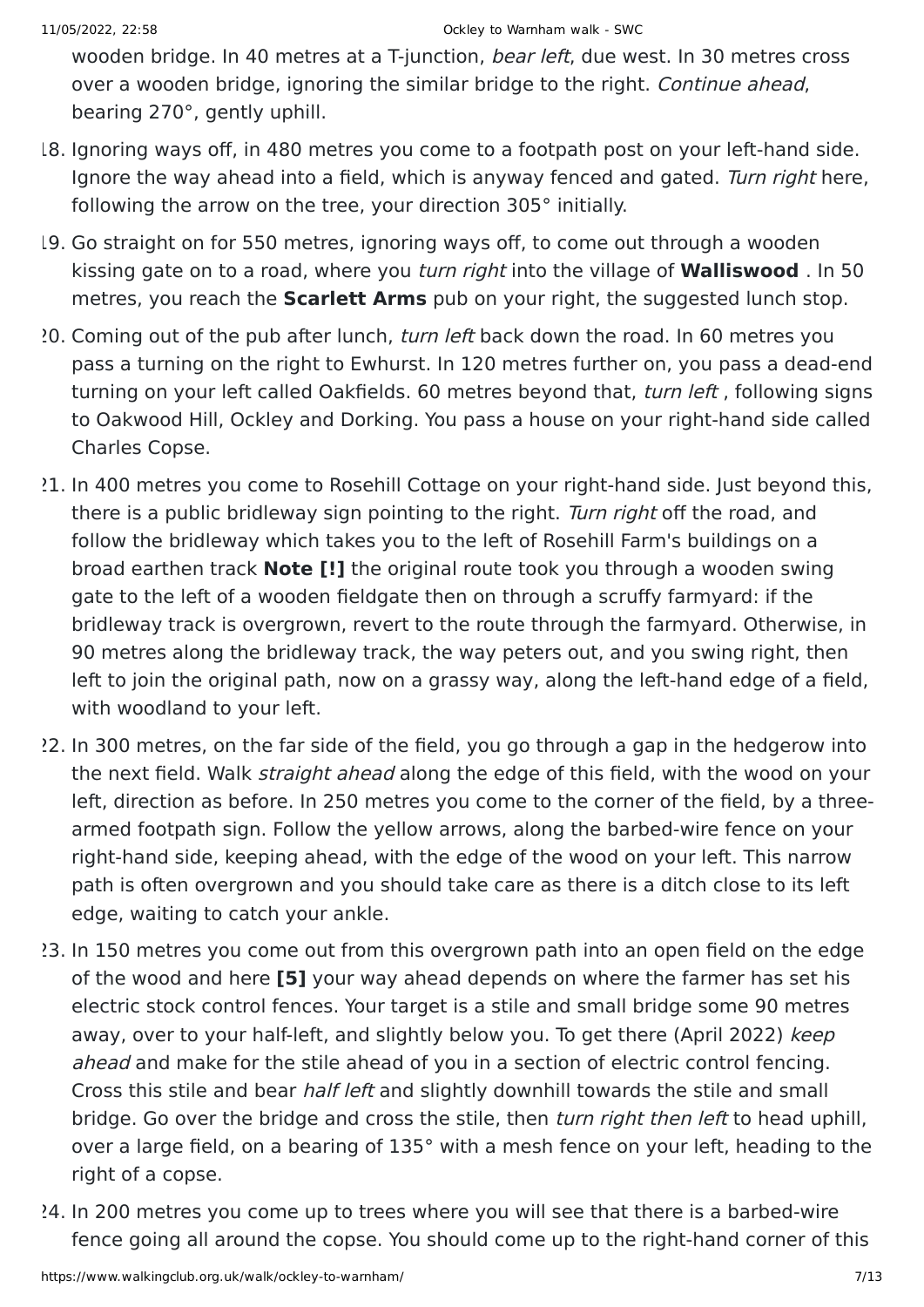wooden bridge. In 40 metres at a T-junction, *bear left*, due west. In 30 metres cross over a wooden bridge, ignoring the similar bridge to the right. *Continue ahead*, bearing 270°, gently uphill.

18. Ignoring ways off, in 480 metres you come to a footpath post on your left-hand side. Ignore the way ahead into a field, which is anyway fenced and gated. *Turn right* here, following the arrow on the tree, your direction 305° initially.
19. Go straight on for 550 metres, ignoring ways off, to come out through a wooden kissing gate on to a road, where you *turn right* into the village of **Walliswood** . In 50 metres, you reach the **Scarlett Arms** pub on your right, the suggested lunch stop.
20. Coming out of the pub after lunch, *turn left* back down the road. In 60 metres you pass a turning on the right to Ewhurst. In 120 metres further on, you pass a dead-end turning on your left called Oakfields. 60 metres beyond that, *turn left* , following signs to Oakwood Hill, Ockley and Dorking. You pass a house on your right-hand side called Charles Copse.
21. In 400 metres you come to Rosehill Cottage on your right-hand side. Just beyond this, there is a public bridleway sign pointing to the right. *Turn right* off the road, and follow the bridleway which takes you to the left of Rosehill Farm's buildings on a broad earthen track **Note [!]** the original route took you through a wooden swing gate to the left of a wooden fieldgate then on through a scruffy farmyard: if the bridleway track is overgrown, revert to the route through the farmyard. Otherwise, in 90 metres along the bridleway track, the way peters out, and you swing right, then left to join the original path, now on a grassy way, along the left-hand edge of a field, with woodland to your left.
22. In 300 metres, on the far side of the field, you go through a gap in the hedgerow into the next field. Walk *straight ahead* along the edge of this field, with the wood on your left, direction as before. In 250 metres you come to the corner of the field, by a three-armed footpath sign. Follow the yellow arrows, along the barbed-wire fence on your right-hand side, keeping ahead, with the edge of the wood on your left. This narrow path is often overgrown and you should take care as there is a ditch close to its left edge, waiting to catch your ankle.
23. In 150 metres you come out from this overgrown path into an open field on the edge of the wood and here **[5]** your way ahead depends on where the farmer has set his electric stock control fences. Your target is a stile and small bridge some 90 metres away, over to your half-left, and slightly below you. To get there (April 2022) *keep ahead* and make for the stile ahead of you in a section of electric control fencing. Cross this stile and bear *half left* and slightly downhill towards the stile and small bridge. Go over the bridge and cross the stile, then *turn right then left* to head uphill, over a large field, on a bearing of 135° with a mesh fence on your left, heading to the right of a copse.
24. In 200 metres you come up to trees where you will see that there is a barbed-wire fence going all around the copse. You should come up to the right-hand corner of this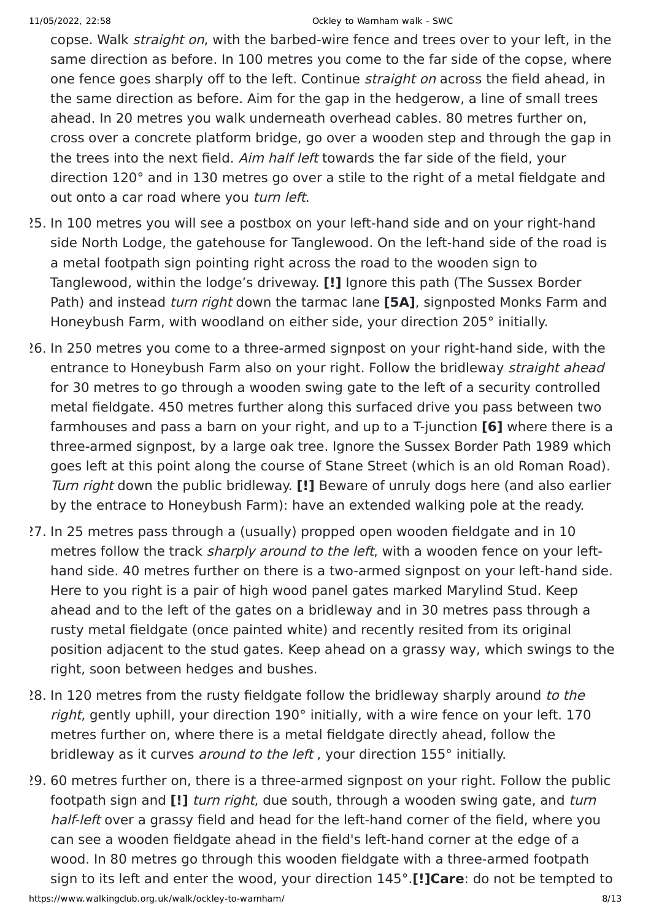copse. Walk *straight on*, with the barbed-wire fence and trees over to your left, in the same direction as before. In 100 metres you come to the far side of the copse, where one fence goes sharply off to the left. Continue *straight on* across the field ahead, in the same direction as before. Aim for the gap in the hedgerow, a line of small trees ahead. In 20 metres you walk underneath overhead cables. 80 metres further on, cross over a concrete platform bridge, go over a wooden step and through the gap in the trees into the next field. *Aim half left* towards the far side of the field, your direction 120° and in 130 metres go over a stile to the right of a metal fieldgate and out onto a car road where you *turn left*.

25. In 100 metres you will see a postbox on your left-hand side and on your right-hand side North Lodge, the gatehouse for Tanglewood. On the left-hand side of the road is a metal footpath sign pointing right across the road to the wooden sign to Tanglewood, within the lodge's driveway. **[!]** Ignore this path (The Sussex Border Path) and instead *turn right* down the tarmac lane **[5A]**, signposted Monks Farm and Honeybush Farm, with woodland on either side, your direction 205° initially.
26. In 250 metres you come to a three-armed signpost on your right-hand side, with the entrance to Honeybush Farm also on your right. Follow the bridleway *straight ahead* for 30 metres to go through a wooden swing gate to the left of a security controlled metal fieldgate. 450 metres further along this surfaced drive you pass between two farmhouses and pass a barn on your right, and up to a T-junction **[6]** where there is a three-armed signpost, by a large oak tree. Ignore the Sussex Border Path 1989 which goes left at this point along the course of Stane Street (which is an old Roman Road). *Turn right* down the public bridleway. **[!]** Beware of unruly dogs here (and also earlier by the entrace to Honeybush Farm): have an extended walking pole at the ready.
27. In 25 metres pass through a (usually) propped open wooden fieldgate and in 10 metres follow the track *sharply around to the left*, with a wooden fence on your left-hand side. 40 metres further on there is a two-armed signpost on your left-hand side. Here to you right is a pair of high wood panel gates marked Marylind Stud. Keep ahead and to the left of the gates on a bridleway and in 30 metres pass through a rusty metal fieldgate (once painted white) and recently resited from its original position adjacent to the stud gates. Keep ahead on a grassy way, which swings to the right, soon between hedges and bushes.
28. In 120 metres from the rusty fieldgate follow the bridleway sharply around *to the right*, gently uphill, your direction 190° initially, with a wire fence on your left. 170 metres further on, where there is a metal fieldgate directly ahead, follow the bridleway as it curves *around to the left* , your direction 155° initially.
29. 60 metres further on, there is a three-armed signpost on your right. Follow the public footpath sign and **[!]** *turn right*, due south, through a wooden swing gate, and *turn half-left* over a grassy field and head for the left-hand corner of the field, where you can see a wooden fieldgate ahead in the field's left-hand corner at the edge of a wood. In 80 metres go through this wooden fieldgate with a three-armed footpath sign to its left and enter the wood, your direction 145°.**[!]Care**: do not be tempted to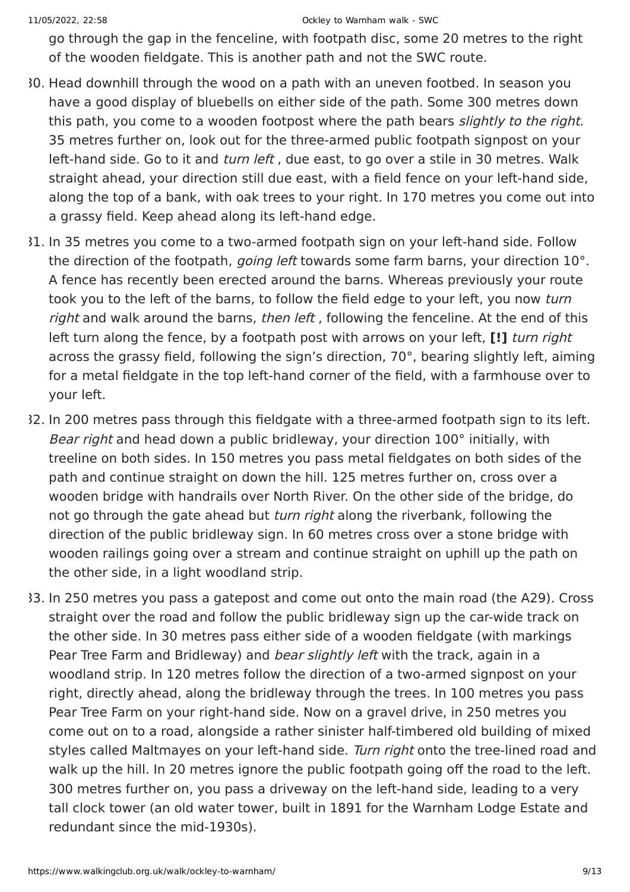go through the gap in the fenceline, with footpath disc, some 20 metres to the right of the wooden fieldgate. This is another path and not the SWC route.

30. Head downhill through the wood on a path with an uneven footbed. In season you have a good display of bluebells on either side of the path. Some 300 metres down this path, you come to a wooden footpost where the path bears *slightly to the right*. 35 metres further on, look out for the three-armed public footpath signpost on your left-hand side. Go to it and *turn left* , due east, to go over a stile in 30 metres. Walk straight ahead, your direction still due east, with a field fence on your left-hand side, along the top of a bank, with oak trees to your right. In 170 metres you come out into a grassy field. Keep ahead along its left-hand edge.
31. In 35 metres you come to a two-armed footpath sign on your left-hand side. Follow the direction of the footpath, *going left* towards some farm barns, your direction 10°. A fence has recently been erected around the barns. Whereas previously your route took you to the left of the barns, to follow the field edge to your left, you now *turn right* and walk around the barns, *then left* , following the fenceline. At the end of this left turn along the fence, by a footpath post with arrows on your left, **[!]** *turn right* across the grassy field, following the sign's direction, 70°, bearing slightly left, aiming for a metal fieldgate in the top left-hand corner of the field, with a farmhouse over to your left.
32. In 200 metres pass through this fieldgate with a three-armed footpath sign to its left. *Bear right* and head down a public bridleway, your direction 100° initially, with treeline on both sides. In 150 metres you pass metal fieldgates on both sides of the path and continue straight on down the hill. 125 metres further on, cross over a wooden bridge with handrails over North River. On the other side of the bridge, do not go through the gate ahead but *turn right* along the riverbank, following the direction of the public bridleway sign. In 60 metres cross over a stone bridge with wooden railings going over a stream and continue straight on uphill up the path on the other side, in a light woodland strip.
33. In 250 metres you pass a gatepost and come out onto the main road (the A29). Cross straight over the road and follow the public bridleway sign up the car-wide track on the other side. In 30 metres pass either side of a wooden fieldgate (with markings Pear Tree Farm and Bridleway) and *bear slightly left* with the track, again in a woodland strip. In 120 metres follow the direction of a two-armed signpost on your right, directly ahead, along the bridleway through the trees. In 100 metres you pass Pear Tree Farm on your right-hand side. Now on a gravel drive, in 250 metres you come out on to a road, alongside a rather sinister half-timbered old building of mixed styles called Maltmayes on your left-hand side. *Turn right* onto the tree-lined road and walk up the hill. In 20 metres ignore the public footpath going off the road to the left. 300 metres further on, you pass a driveway on the left-hand side, leading to a very tall clock tower (an old water tower, built in 1891 for the Warnham Lodge Estate and redundant since the mid-1930s).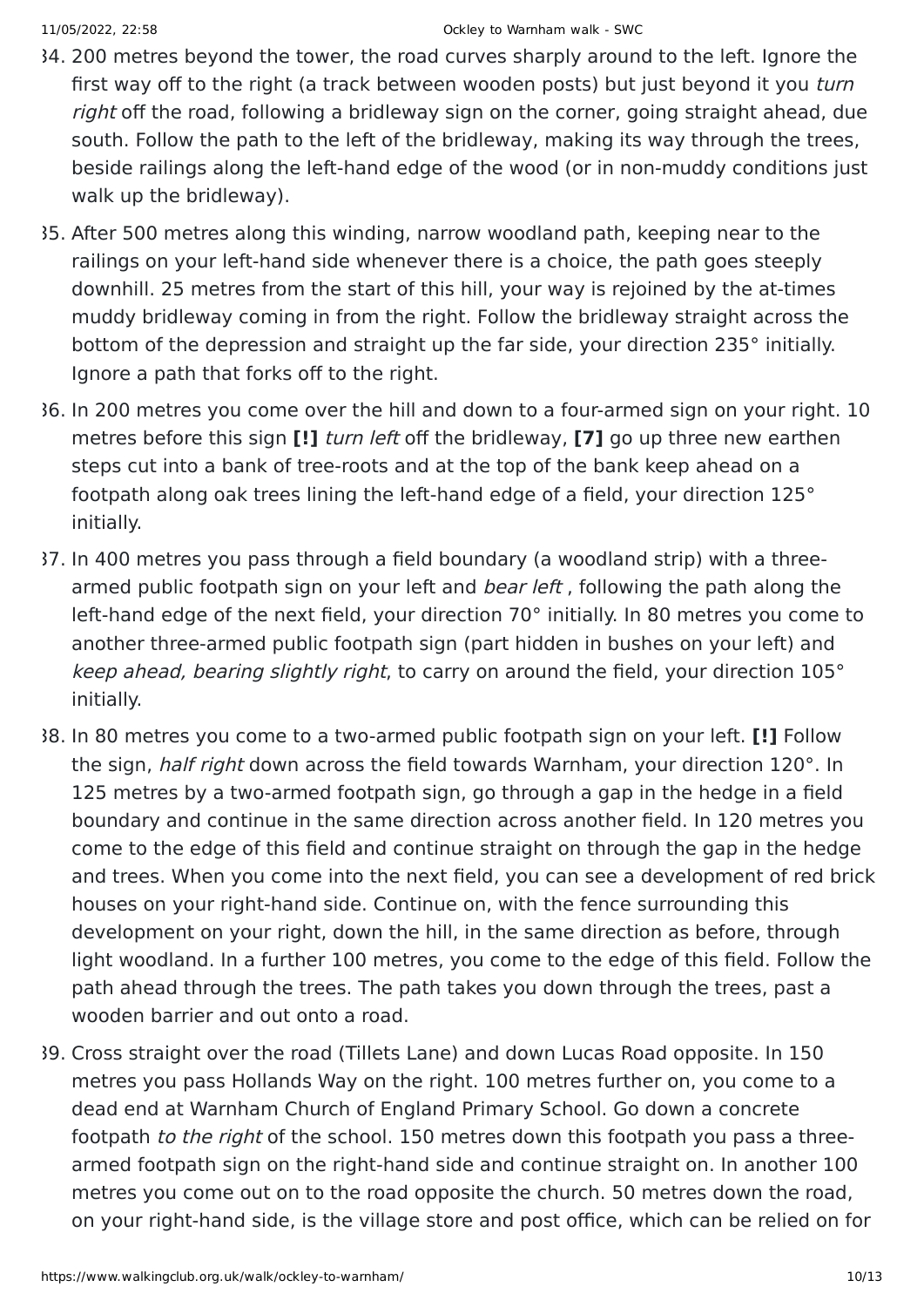34. 200 metres beyond the tower, the road curves sharply around to the left. Ignore the first way off to the right (a track between wooden posts) but just beyond it you *turn right* off the road, following a bridleway sign on the corner, going straight ahead, due south. Follow the path to the left of the bridleway, making its way through the trees, beside railings along the left-hand edge of the wood (or in non-muddy conditions just walk up the bridleway).

35. After 500 metres along this winding, narrow woodland path, keeping near to the railings on your left-hand side whenever there is a choice, the path goes steeply downhill. 25 metres from the start of this hill, your way is rejoined by the at-times muddy bridleway coming in from the right. Follow the bridleway straight across the bottom of the depression and straight up the far side, your direction 235° initially. Ignore a path that forks off to the right.

36. In 200 metres you come over the hill and down to a four-armed sign on your right. 10 metres before this sign **[!]** *turn left* off the bridleway, **[7]** go up three new earthen steps cut into a bank of tree-roots and at the top of the bank keep ahead on a footpath along oak trees lining the left-hand edge of a field, your direction 125° initially.

37. In 400 metres you pass through a field boundary (a woodland strip) with a three-armed public footpath sign on your left and *bear left* , following the path along the left-hand edge of the next field, your direction 70° initially. In 80 metres you come to another three-armed public footpath sign (part hidden in bushes on your left) and *keep ahead, bearing slightly right*, to carry on around the field, your direction 105° initially.

38. In 80 metres you come to a two-armed public footpath sign on your left. **[!]** Follow the sign, *half right* down across the field towards Warnham, your direction 120°. In 125 metres by a two-armed footpath sign, go through a gap in the hedge in a field boundary and continue in the same direction across another field. In 120 metres you come to the edge of this field and continue straight on through the gap in the hedge and trees. When you come into the next field, you can see a development of red brick houses on your right-hand side. Continue on, with the fence surrounding this development on your right, down the hill, in the same direction as before, through light woodland. In a further 100 metres, you come to the edge of this field. Follow the path ahead through the trees. The path takes you down through the trees, past a wooden barrier and out onto a road.

39. Cross straight over the road (Tillets Lane) and down Lucas Road opposite. In 150 metres you pass Hollands Way on the right. 100 metres further on, you come to a dead end at Warnham Church of England Primary School. Go down a concrete footpath *to the right* of the school. 150 metres down this footpath you pass a three-armed footpath sign on the right-hand side and continue straight on. In another 100 metres you come out on to the road opposite the church. 50 metres down the road, on your right-hand side, is the village store and post office, which can be relied on for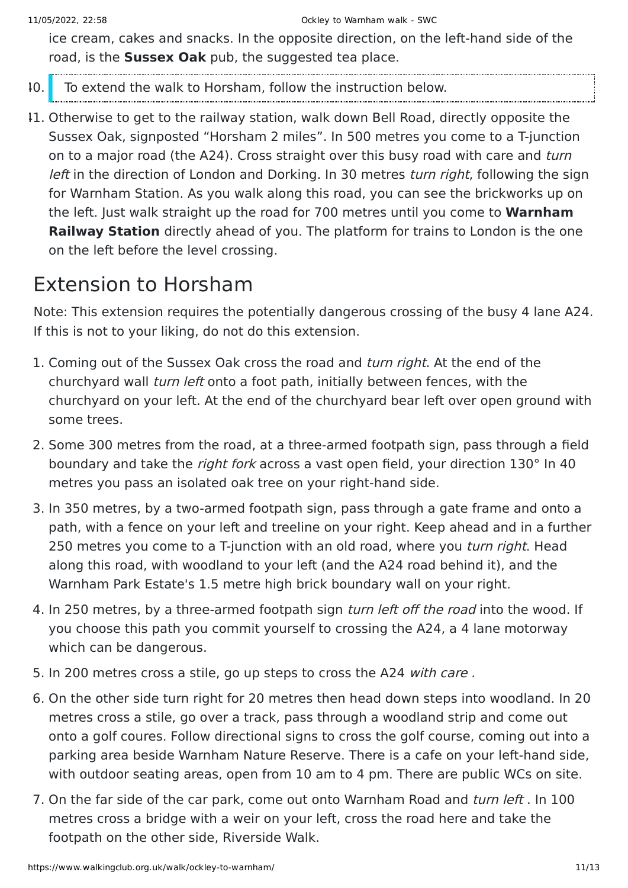ice cream, cakes and snacks. In the opposite direction, on the left-hand side of the road, is the **Sussex Oak** pub, the suggested tea place.

40. To extend the walk to Horsham, follow the instruction below.

41. Otherwise to get to the railway station, walk down Bell Road, directly opposite the Sussex Oak, signposted “Horsham 2 miles”. In 500 metres you come to a T-junction on to a major road (the A24). Cross straight over this busy road with care and *turn left* in the direction of London and Dorking. In 30 metres *turn right*, following the sign for Warnham Station. As you walk along this road, you can see the brickworks up on the left. Just walk straight up the road for 700 metres until you come to **Warnham Railway Station** directly ahead of you. The platform for trains to London is the one on the left before the level crossing.

## Extension to Horsham

Note: This extension requires the potentially dangerous crossing of the busy 4 lane A24. If this is not to your liking, do not do this extension.

1. Coming out of the Sussex Oak cross the road and *turn right*. At the end of the churchyard wall *turn left* onto a foot path, initially between fences, with the churchyard on your left. At the end of the churchyard bear left over open ground with some trees.
2. Some 300 metres from the road, at a three-armed footpath sign, pass through a field boundary and take the *right fork* across a vast open field, your direction 130° In 40 metres you pass an isolated oak tree on your right-hand side.
3. In 350 metres, by a two-armed footpath sign, pass through a gate frame and onto a path, with a fence on your left and treeline on your right. Keep ahead and in a further 250 metres you come to a T-junction with an old road, where you *turn right*. Head along this road, with woodland to your left (and the A24 road behind it), and the Warnham Park Estate's 1.5 metre high brick boundary wall on your right.
4. In 250 metres, by a three-armed footpath sign *turn left off the road* into the wood. If you choose this path you commit yourself to crossing the A24, a 4 lane motorway which can be dangerous.
5. In 200 metres cross a stile, go up steps to cross the A24 *with care* .
6. On the other side turn right for 20 metres then head down steps into woodland. In 20 metres cross a stile, go over a track, pass through a woodland strip and come out onto a golf coures. Follow directional signs to cross the golf course, coming out into a parking area beside Warnham Nature Reserve. There is a cafe on your left-hand side, with outdoor seating areas, open from 10 am to 4 pm. There are public WCs on site.
7. On the far side of the car park, come out onto Warnham Road and *turn left* . In 100 metres cross a bridge with a weir on your left, cross the road here and take the footpath on the other side, Riverside Walk.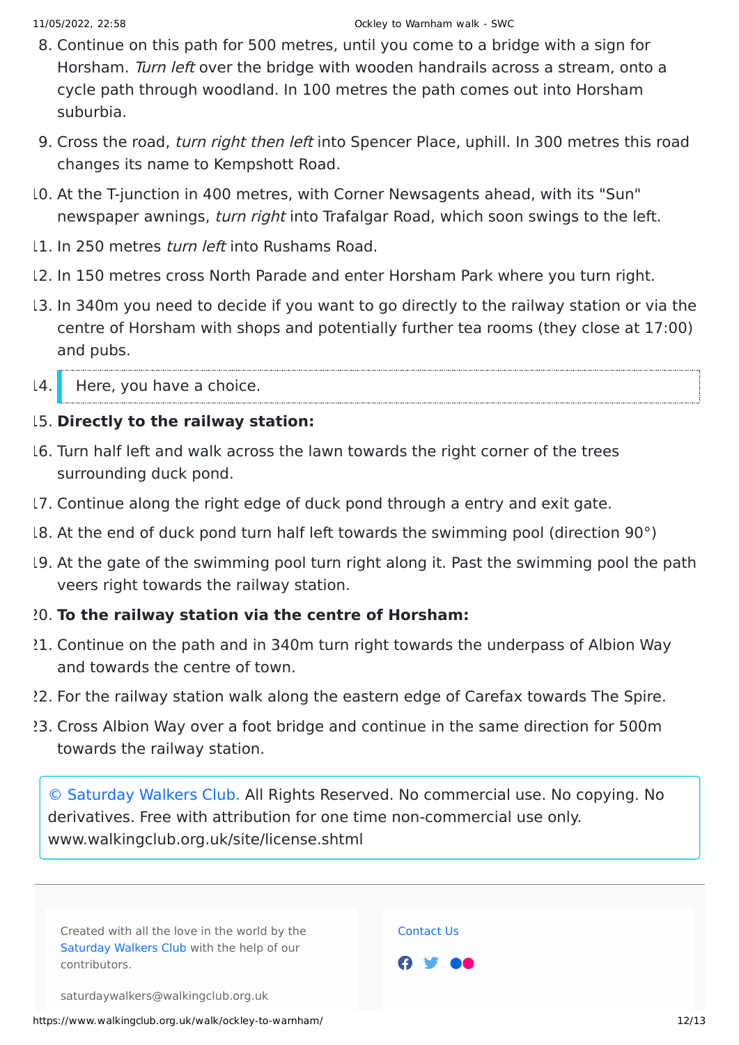8. Continue on this path for 500 metres, until you come to a bridge with a sign for Horsham. *Turn left* over the bridge with wooden handrails across a stream, onto a cycle path through woodland. In 100 metres the path comes out into Horsham suburbia.
9. Cross the road, *turn right then left* into Spencer Place, uphill. In 300 metres this road changes its name to Kempshott Road.
10. At the T-junction in 400 metres, with Corner Newsagents ahead, with its "Sun" newspaper awnings, *turn right* into Trafalgar Road, which soon swings to the left.
11. In 250 metres *turn left* into Rushams Road.
12. In 150 metres cross North Parade and enter Horsham Park where you turn right.
13. In 340m you need to decide if you want to go directly to the railway station or via the centre of Horsham with shops and potentially further tea rooms (they close at 17:00) and pubs.
14. > Here, you have a choice.
15. **Directly to the railway station:**
16. Turn half left and walk across the lawn towards the right corner of the trees surrounding duck pond.
17. Continue along the right edge of duck pond through a entry and exit gate.
18. At the end of duck pond turn half left towards the swimming pool (direction 90°)
19. At the gate of the swimming pool turn right along it. Past the swimming pool the path veers right towards the railway station.
20. **To the railway station via the centre of Horsham:**
21. Continue on the path and in 340m turn right towards the underpass of Albion Way and towards the centre of town.
22. For the railway station walk along the eastern edge of Carefax towards The Spire.
23. Cross Albion Way over a foot bridge and continue in the same direction for 500m towards the railway station.

© Saturday Walkers Club. All Rights Reserved. No commercial use. No copying. No derivatives. Free with attribution for one time non-commercial use only. www.walkingclub.org.uk/site/license.shtml

Created with all the love in the world by the Saturday Walkers Club with the help of our contributors.

saturdaywalkers@walkingclub.org.uk

Contact Us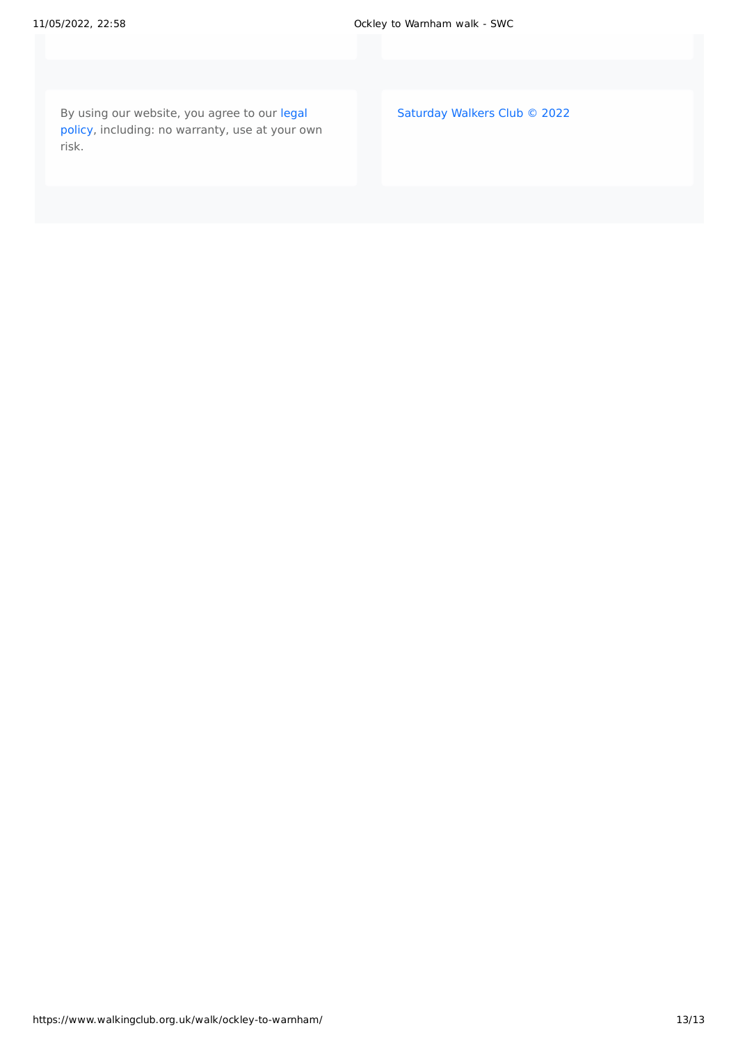By using our website, you agree to our legal policy, including: no warranty, use at your own risk.

Saturday Walkers Club © 2022